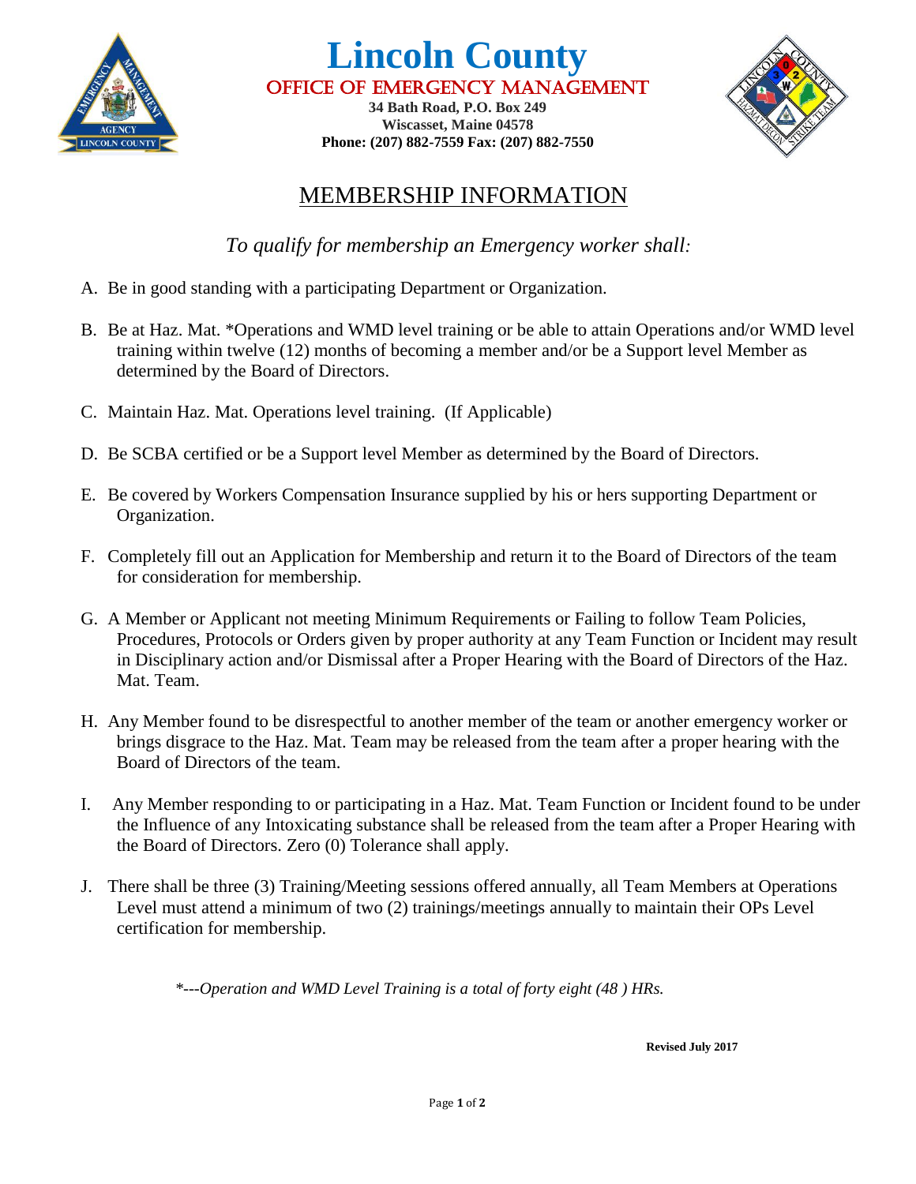# Lincoln County

## OFFICE OF EMERGENCY MANAGEMENT

**34 Bath Road, P.O. Box 249**
**Wiscasset, Maine 04578**
**Phone: (207) 882-7559 Fax: (207) 882-7550**

## MEMBERSHIP INFORMATION

*To qualify for membership an Emergency worker shall:*

A. Be in good standing with a participating Department or Organization.

B. Be at Haz. Mat. *Operations and WMD level training or be able to attain Operations and/or WMD level training within twelve (12) months of becoming a member and/or be a Support level Member as determined by the Board of Directors.

C. Maintain Haz. Mat. Operations level training. (If Applicable)

D. Be SCBA certified or be a Support level Member as determined by the Board of Directors.

E. Be covered by Workers Compensation Insurance supplied by his or hers supporting Department or Organization.

F. Completely fill out an Application for Membership and return it to the Board of Directors of the team for consideration for membership.

G. A Member or Applicant not meeting Minimum Requirements or Failing to follow Team Policies, Procedures, Protocols or Orders given by proper authority at any Team Function or Incident may result in Disciplinary action and/or Dismissal after a Proper Hearing with the Board of Directors of the Haz. Mat. Team.

H. Any Member found to be disrespectful to another member of the team or another emergency worker or brings disgrace to the Haz. Mat. Team may be released from the team after a proper hearing with the Board of Directors of the team.

I. Any Member responding to or participating in a Haz. Mat. Team Function or Incident found to be under the Influence of any Intoxicating substance shall be released from the team after a Proper Hearing with the Board of Directors. Zero (0) Tolerance shall apply.

J. There shall be three (3) Training/Meeting sessions offered annually, all Team Members at Operations Level must attend a minimum of two (2) trainings/meetings annually to maintain their OPs Level certification for membership.

*\*---Operation and WMD Level Training is a total of forty eight (48 ) HRs.*

**Revised July 2017**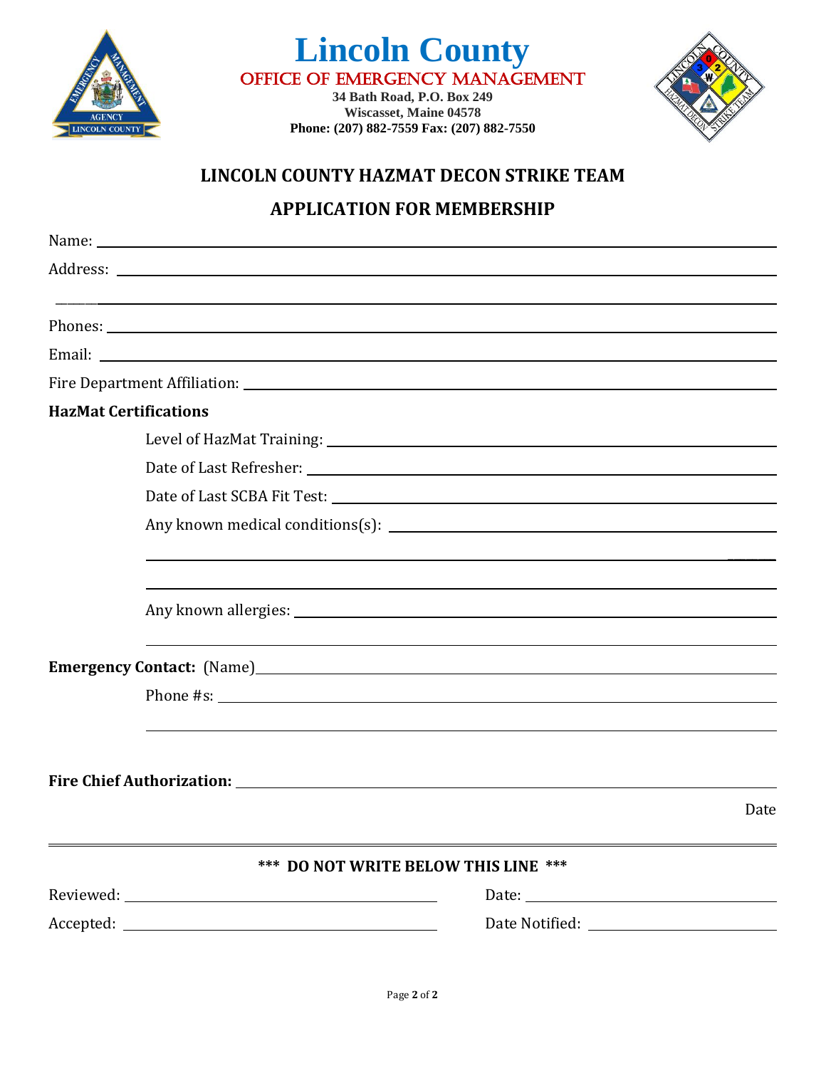# Lincoln County

## OFFICE OF EMERGENCY MANAGEMENT

**34 Bath Road, P.O. Box 249**
**Wiscasset, Maine 04578**
**Phone: (207) 882-7559 Fax: (207) 882-7550**

## LINCOLN COUNTY HAZMAT DECON STRIKE TEAM

## APPLICATION FOR MEMBERSHIP

Name: ______________________________________________

Address: ______________________________________________

______________________________________________

Phones: ______________________________________________

Email: ______________________________________________

Fire Department Affiliation: ______________________________________________

**HazMat Certifications**

Level of HazMat Training: ______________________________________________

Date of Last Refresher: ______________________________________________

Date of Last SCBA Fit Test: ______________________________________________

Any known medical conditions(s): ______________________________________________

______________________________________________

______________________________________________

Any known allergies: ______________________________________________

______________________________________________

**Emergency Contact:** (Name) ______________________________________________

Phone #s: ______________________________________________

______________________________________________

**Fire Chief Authorization:** ______________________________________________

Date

---

**\*\*\* DO NOT WRITE BELOW THIS LINE \*\*\***

Reviewed: ______________________ Date: ______________________

Accepted: ______________________ Date Notified: ______________________